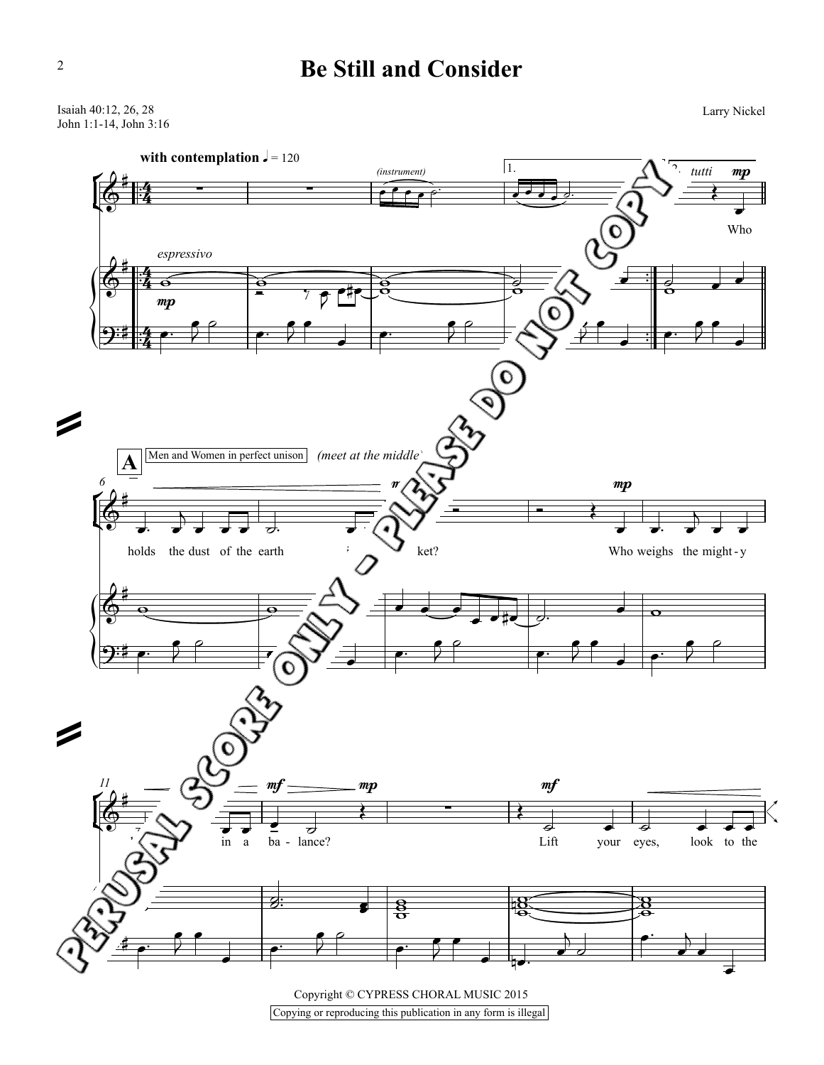# Be Still and Consider

Isaiah 40:12, 26, 28
John 1:1-14, John 3:16

Larry Nickel

Copyright © CYPRESS CHORAL MUSIC 2015

Copying or reproducing this publication in any form is illegal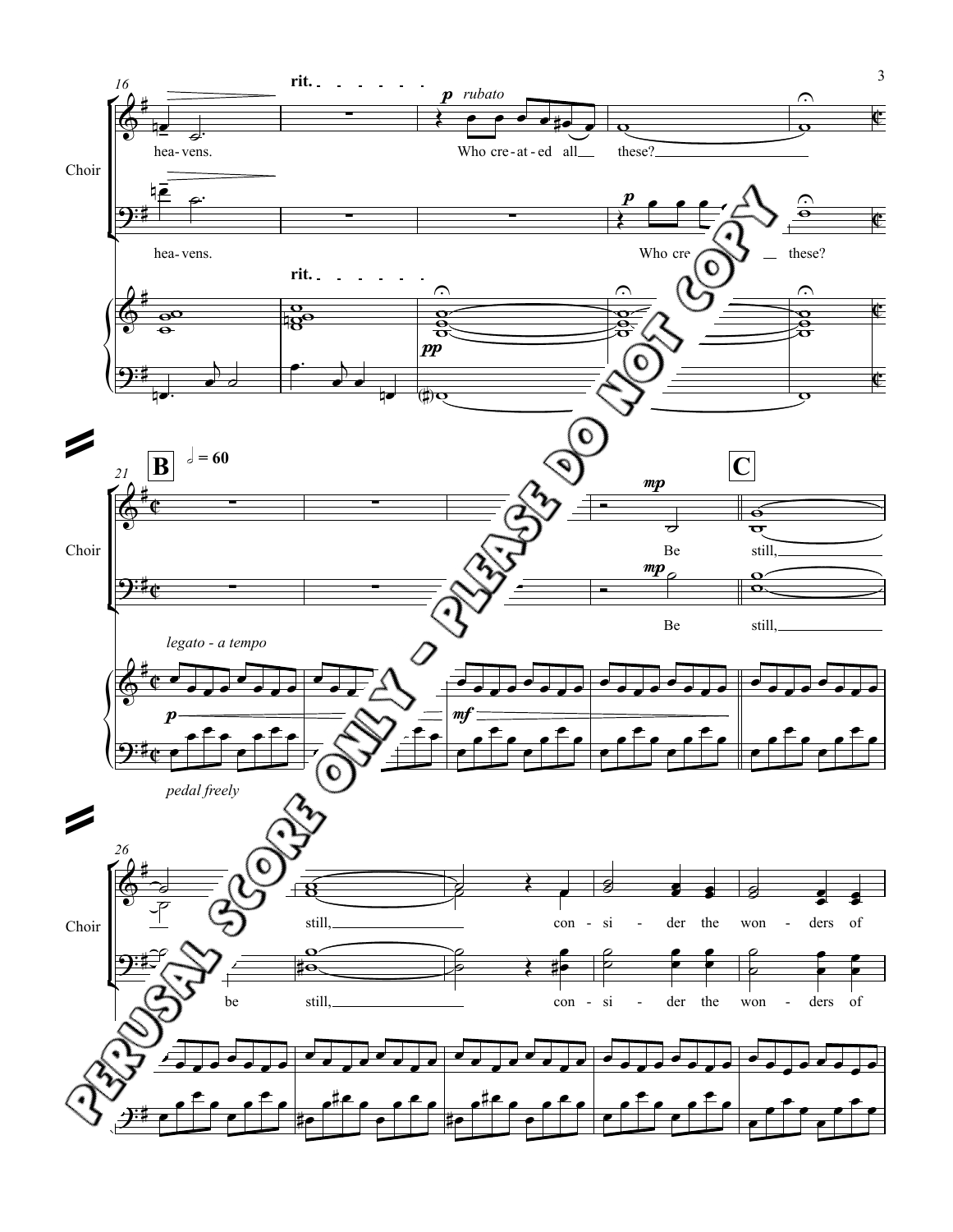16

rit.

*p* *rubato*

Choir

hea- vens. Who cre - at - ed all these?

*p*

hea- vens. Who cre these?

rit.

*pp*

21 **B** 𝅗𝅥 = 60 **C**

*mp*

Choir

Be still,

*mp*

Be still,

*legato - a tempo*

*p*

*mf*

*pedal freely*

26

Choir

still, con - si - der the won - ders of

be still, con - si - der the won - ders of

PERUSAL SCORE ONLY - PLEASE DO NOT COPY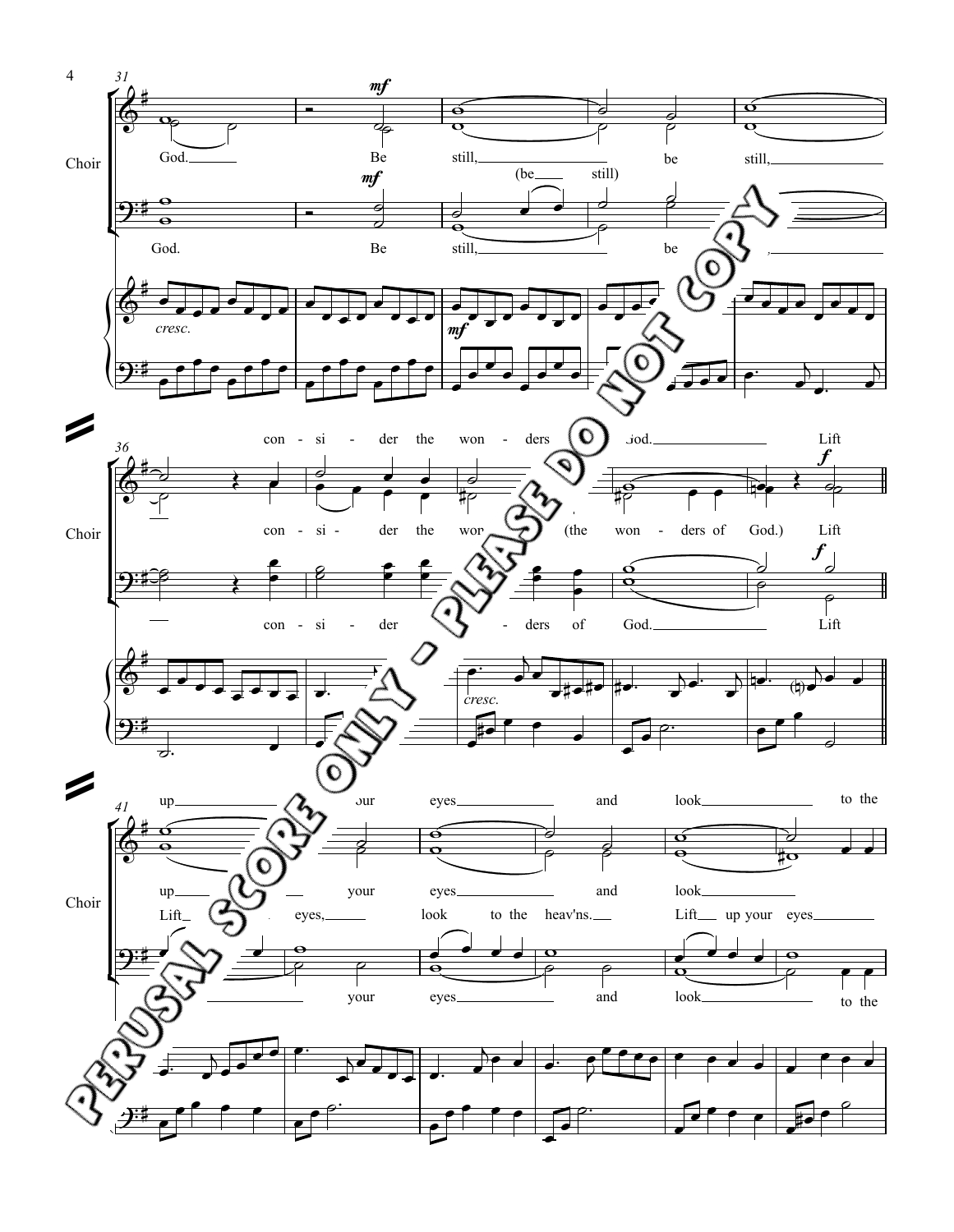Choir

God. Be still, be still,

(be still)

con - si - der the won - ders of God.

(the won - ders of God.)

Lift up your eyes and look to the

Lift up your eyes, look to the heav'ns. Lift up your eyes

*mf* *cresc.* *f*

PERUSAL SCORE ONLY - PLEASE DO NOT COPY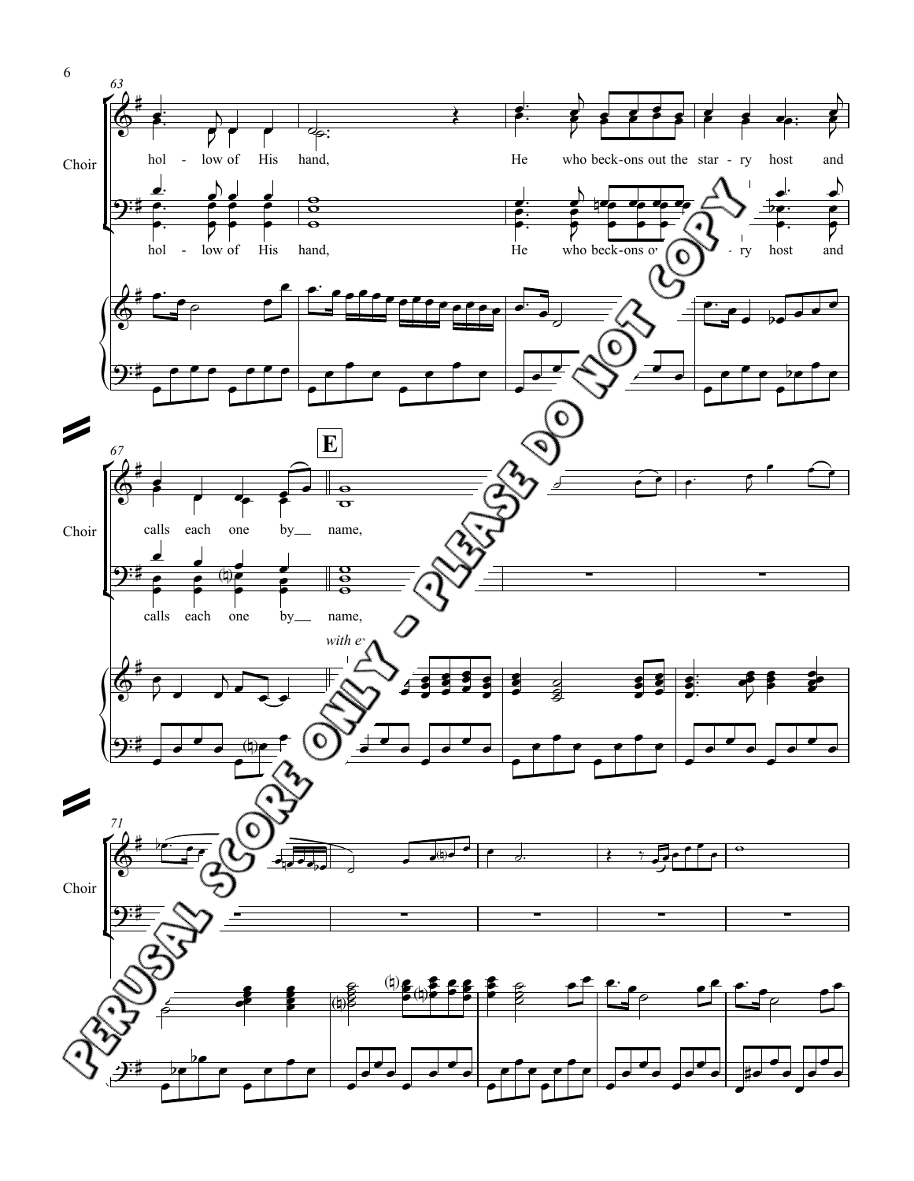Choir

hol - low of His hand, He who beck-ons out the star - ry host and

hol - low of His hand, He who beck-ons o[ut the sta]-ry host and

Choir

calls each one by __ name,

**E**

calls each one by __ name,

*with e[xpression]*

Choir

PERUSAL SCORE ONLY - PLEASE DO NOT COPY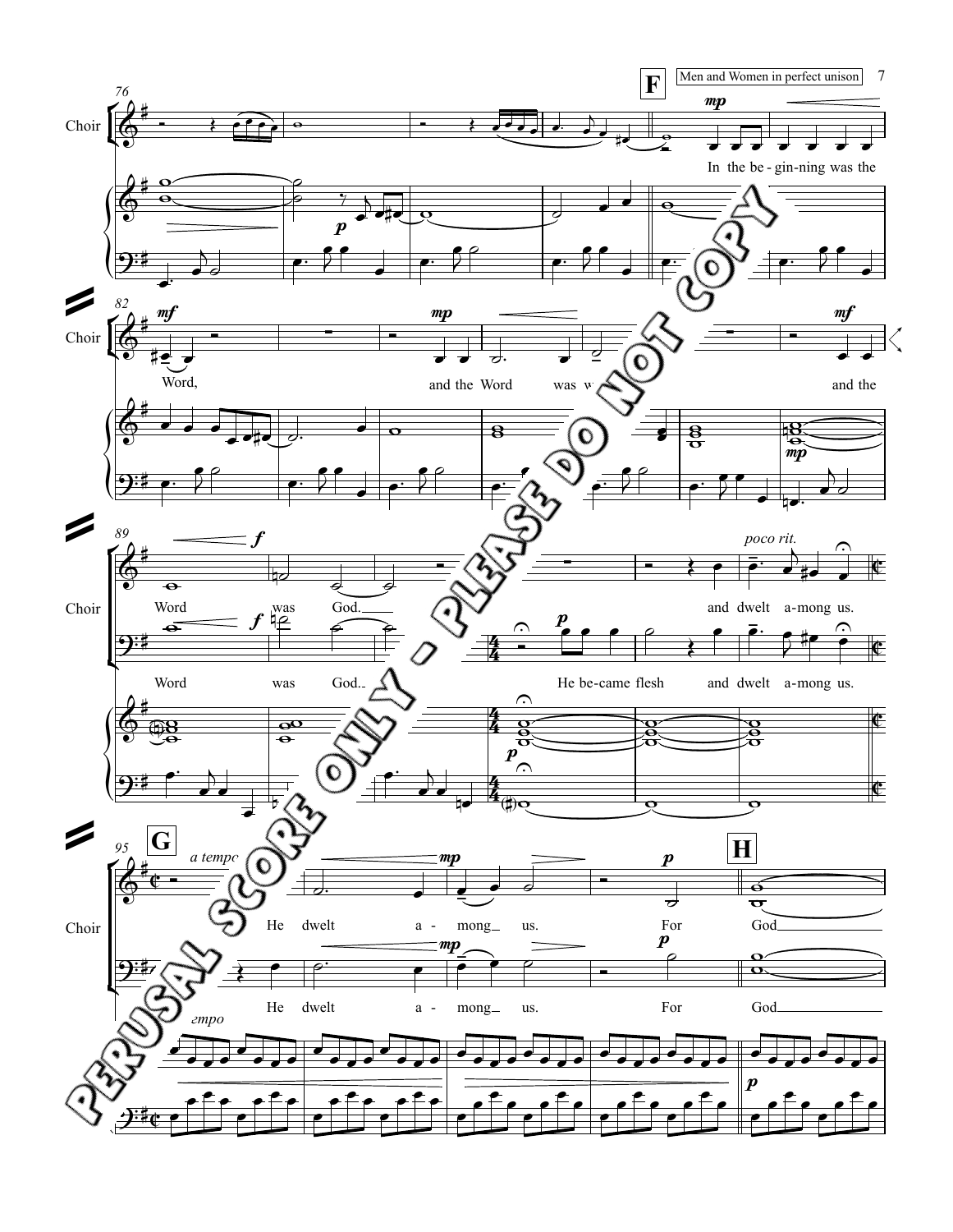**F** Men and Women in perfect unison

In the be-gin-ning was the Word, and the Word was w... and the Word was God.

He be-came flesh and dwelt a-mong us.

*poco rit.*

**G** *a tempo*

He dwelt a - mong us. For God

**H**

PERUSAL SCORE ONLY - PLEASE DO NOT COPY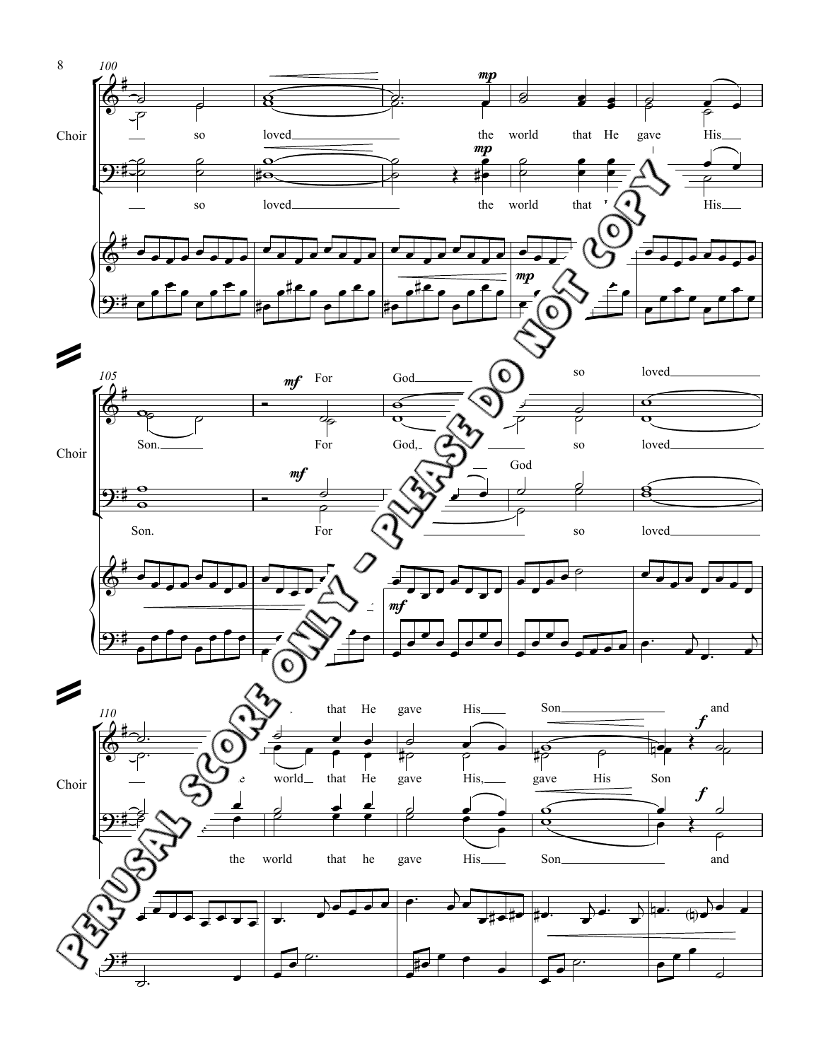Choir

so loved the world that He gave His Son.

For God so loved

that He gave His Son and

world that He gave His, gave His Son

the world that he gave His Son and

PERUSAL SCORE ONLY - PLEASE DO NOT COPY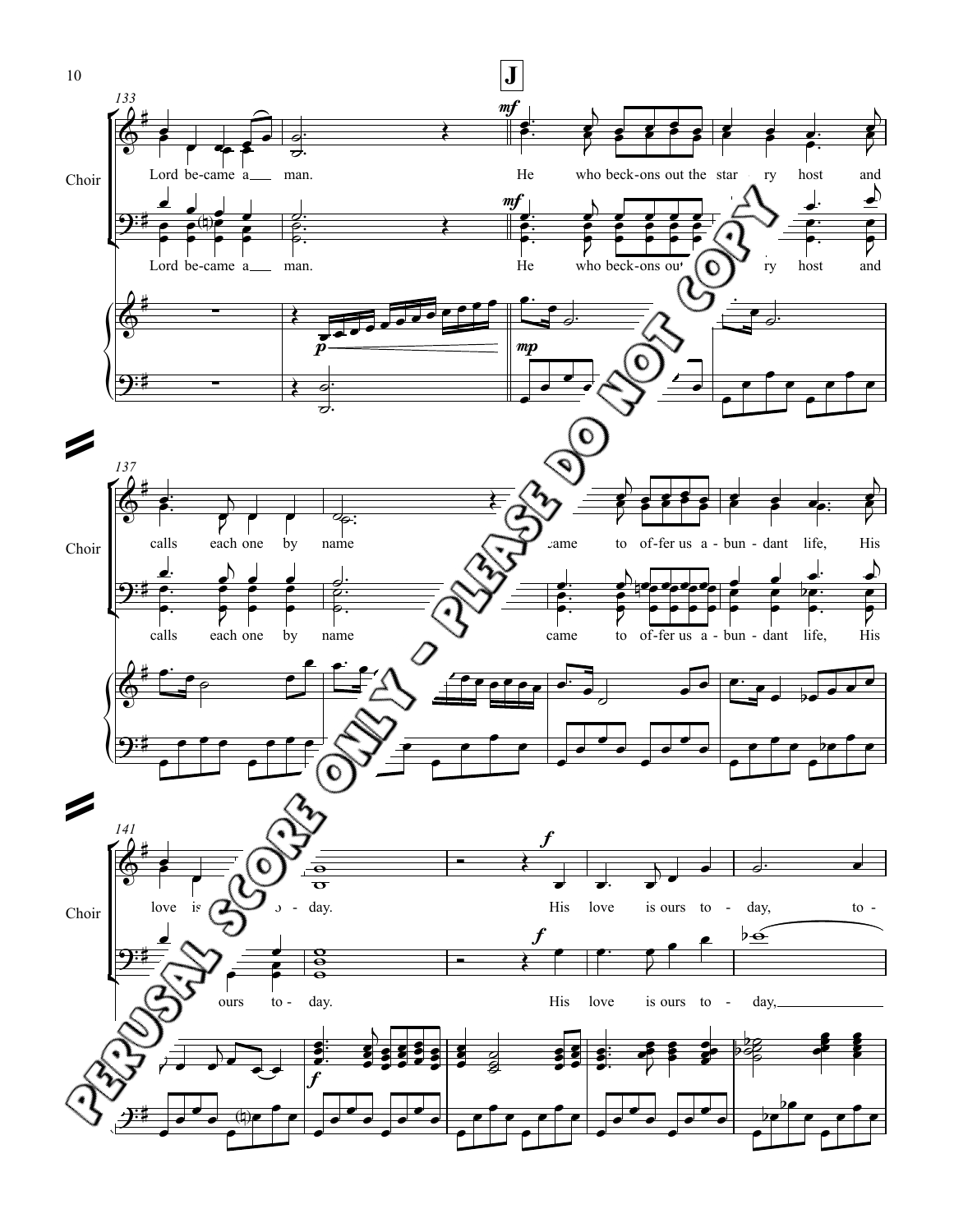**J**

Choir

Lord be-came a man. He who beck-ons out the star - ry host and

calls each one by name came to of-fer us a-bun-dant life, His

love is ours to - day. His love is ours to - day, to -

PERUSAL SCORE ONLY - PLEASE DO NOT COPY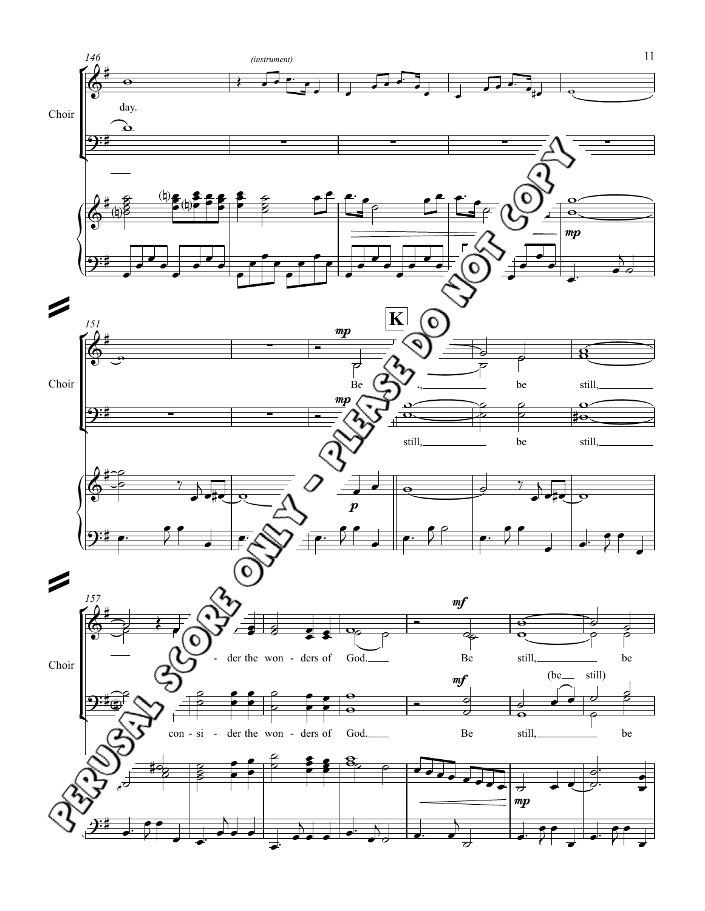146

(instrument)

Choir

day.

151

K

Choir

Be still, be still,

still, be still,

157

Choir

der the won - ders of God. Be still, be

con - si - der the won - ders of God. Be still, (be still) be

PERUSAL SCORE ONLY - PLEASE DO NOT COPY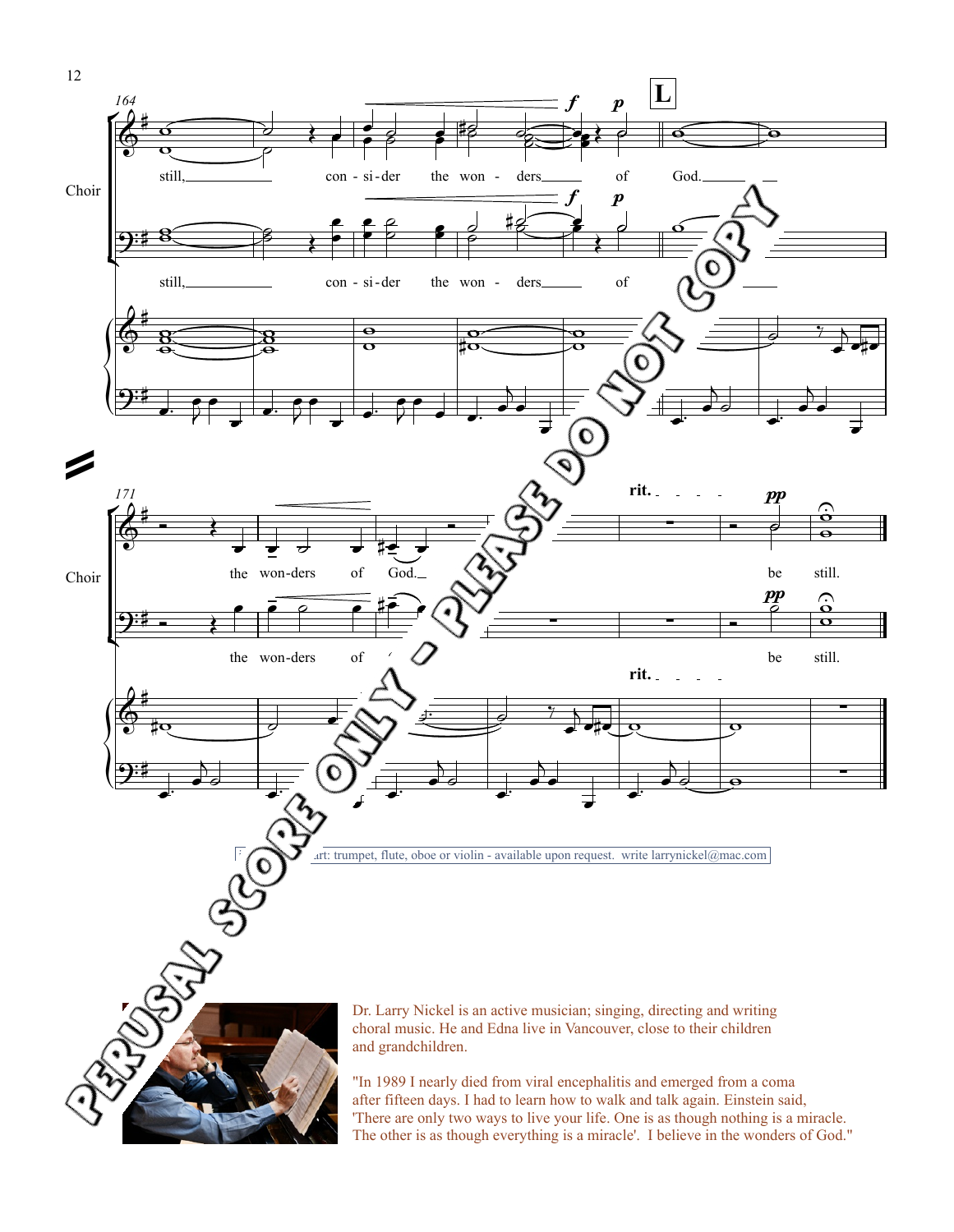Dr. Larry Nickel is an active musician; singing, directing and writing choral music. He and Edna live in Vancouver, close to their children and grandchildren.

"In 1989 I nearly died from viral encephalitis and emerged from a coma after fifteen days. I had to learn how to walk and talk again. Einstein said, 'There are only two ways to live your life. One is as though nothing is a miracle. The other is as though everything is a miracle'. I believe in the wonders of God."